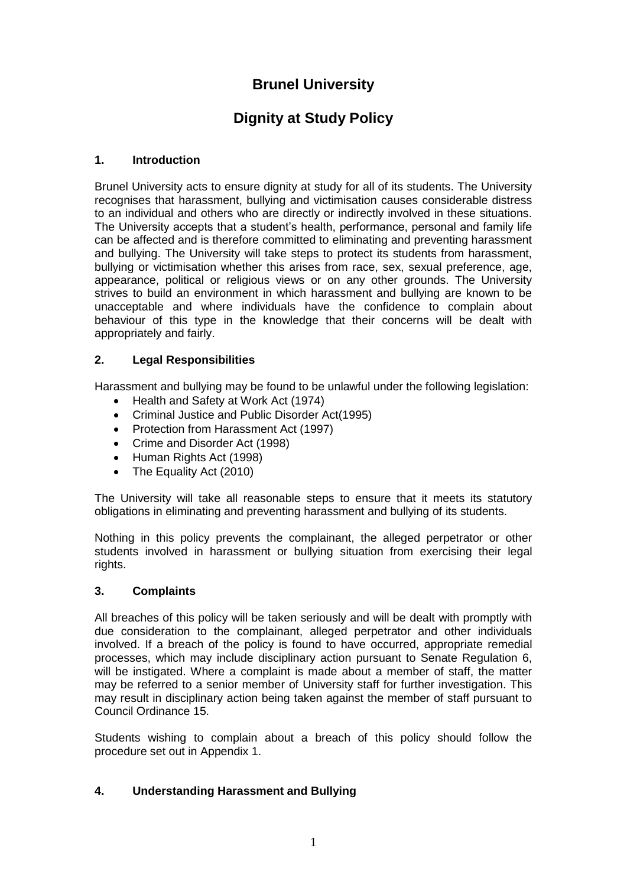# Brunel University

# Dignity at Study Policy

## 1. Introduction

Brunel University acts to ensure dignity at study for all of its students. The University recognises that harassment, bullying and victimisation causes considerable distress to an individual and others who are directly or indirectly involved in these situations. The University accepts that a student's health, performance, personal and family life can be affected and is therefore committed to eliminating and preventing harassment and bullying. The University will take steps to protect its students from harassment, bullying or victimisation whether this arises from race, sex, sexual preference, age, appearance, political or religious views or on any other grounds. The University strives to build an environment in which harassment and bullying are known to be unacceptable and where individuals have the confidence to complain about behaviour of this type in the knowledge that their concerns will be dealt with appropriately and fairly.

## 2. Legal Responsibilities

Harassment and bullying may be found to be unlawful under the following legislation:

- Health and Safety at Work Act (1974)
- Criminal Justice and Public Disorder Act(1995)
- Protection from Harassment Act (1997)
- Crime and Disorder Act (1998)
- Human Rights Act (1998)
- The Equality Act (2010)

The University will take all reasonable steps to ensure that it meets its statutory obligations in eliminating and preventing harassment and bullying of its students.

Nothing in this policy prevents the complainant, the alleged perpetrator or other students involved in harassment or bullying situation from exercising their legal rights.

## 3. Complaints

All breaches of this policy will be taken seriously and will be dealt with promptly with due consideration to the complainant, alleged perpetrator and other individuals involved. If a breach of the policy is found to have occurred, appropriate remedial processes, which may include disciplinary action pursuant to Senate Regulation 6, will be instigated. Where a complaint is made about a member of staff, the matter may be referred to a senior member of University staff for further investigation. This may result in disciplinary action being taken against the member of staff pursuant to Council Ordinance 15.

Students wishing to complain about a breach of this policy should follow the procedure set out in Appendix 1.

## 4. Understanding Harassment and Bullying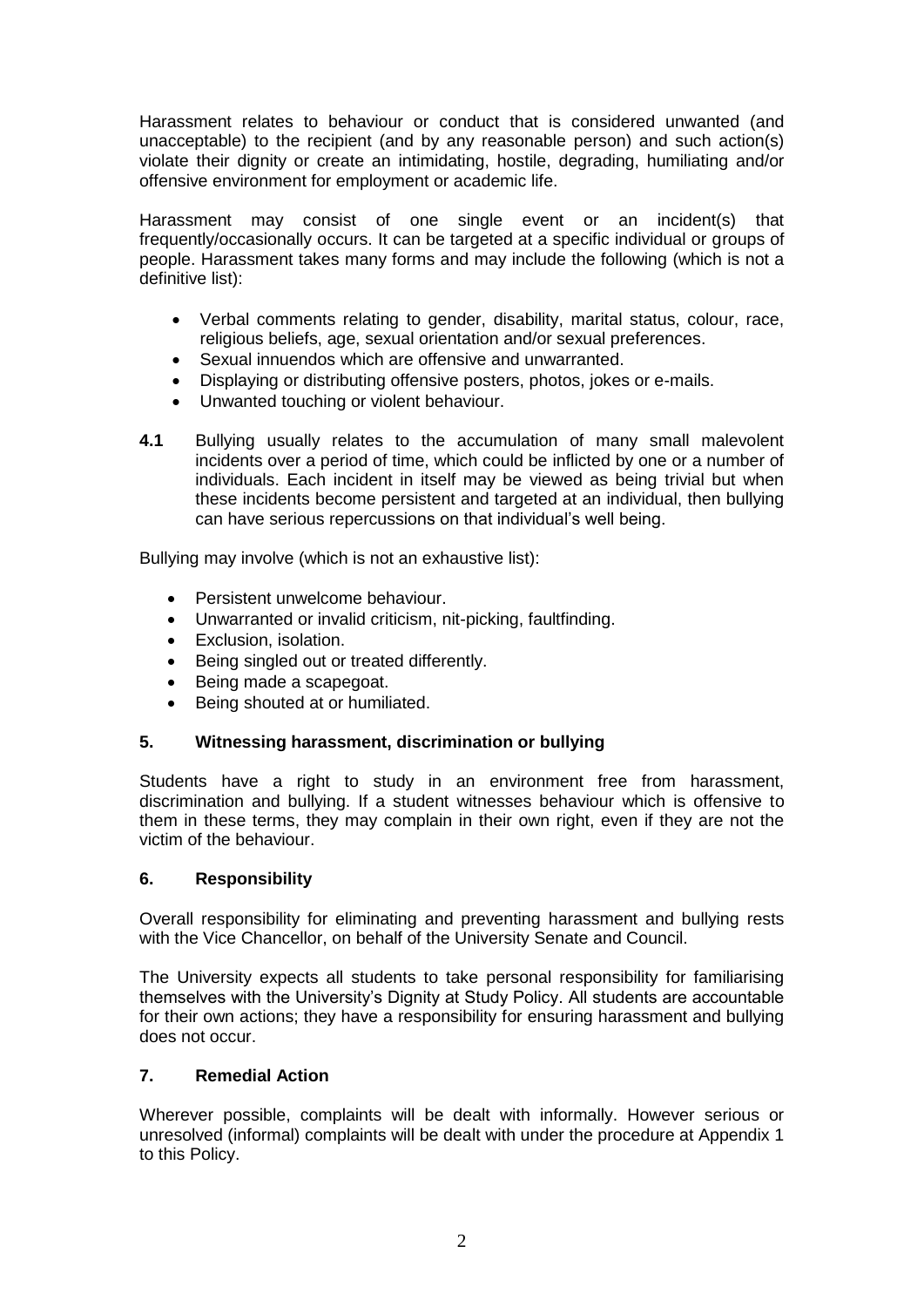Harassment relates to behaviour or conduct that is considered unwanted (and unacceptable) to the recipient (and by any reasonable person) and such action(s) violate their dignity or create an intimidating, hostile, degrading, humiliating and/or offensive environment for employment or academic life.

Harassment may consist of one single event or an incident(s) that frequently/occasionally occurs. It can be targeted at a specific individual or groups of people. Harassment takes many forms and may include the following (which is not a definitive list):

- Verbal comments relating to gender, disability, marital status, colour, race, religious beliefs, age, sexual orientation and/or sexual preferences.
- Sexual innuendos which are offensive and unwarranted.
- Displaying or distributing offensive posters, photos, jokes or e-mails.
- Unwanted touching or violent behaviour.

**4.1** Bullying usually relates to the accumulation of many small malevolent incidents over a period of time, which could be inflicted by one or a number of individuals. Each incident in itself may be viewed as being trivial but when these incidents become persistent and targeted at an individual, then bullying can have serious repercussions on that individual's well being.

Bullying may involve (which is not an exhaustive list):

- Persistent unwelcome behaviour.
- Unwarranted or invalid criticism, nit-picking, faultfinding.
- Exclusion, isolation.
- Being singled out or treated differently.
- Being made a scapegoat.
- Being shouted at or humiliated.

## 5. Witnessing harassment, discrimination or bullying

Students have a right to study in an environment free from harassment, discrimination and bullying. If a student witnesses behaviour which is offensive to them in these terms, they may complain in their own right, even if they are not the victim of the behaviour.

## 6. Responsibility

Overall responsibility for eliminating and preventing harassment and bullying rests with the Vice Chancellor, on behalf of the University Senate and Council.

The University expects all students to take personal responsibility for familiarising themselves with the University's Dignity at Study Policy. All students are accountable for their own actions; they have a responsibility for ensuring harassment and bullying does not occur.

## 7. Remedial Action

Wherever possible, complaints will be dealt with informally. However serious or unresolved (informal) complaints will be dealt with under the procedure at Appendix 1 to this Policy.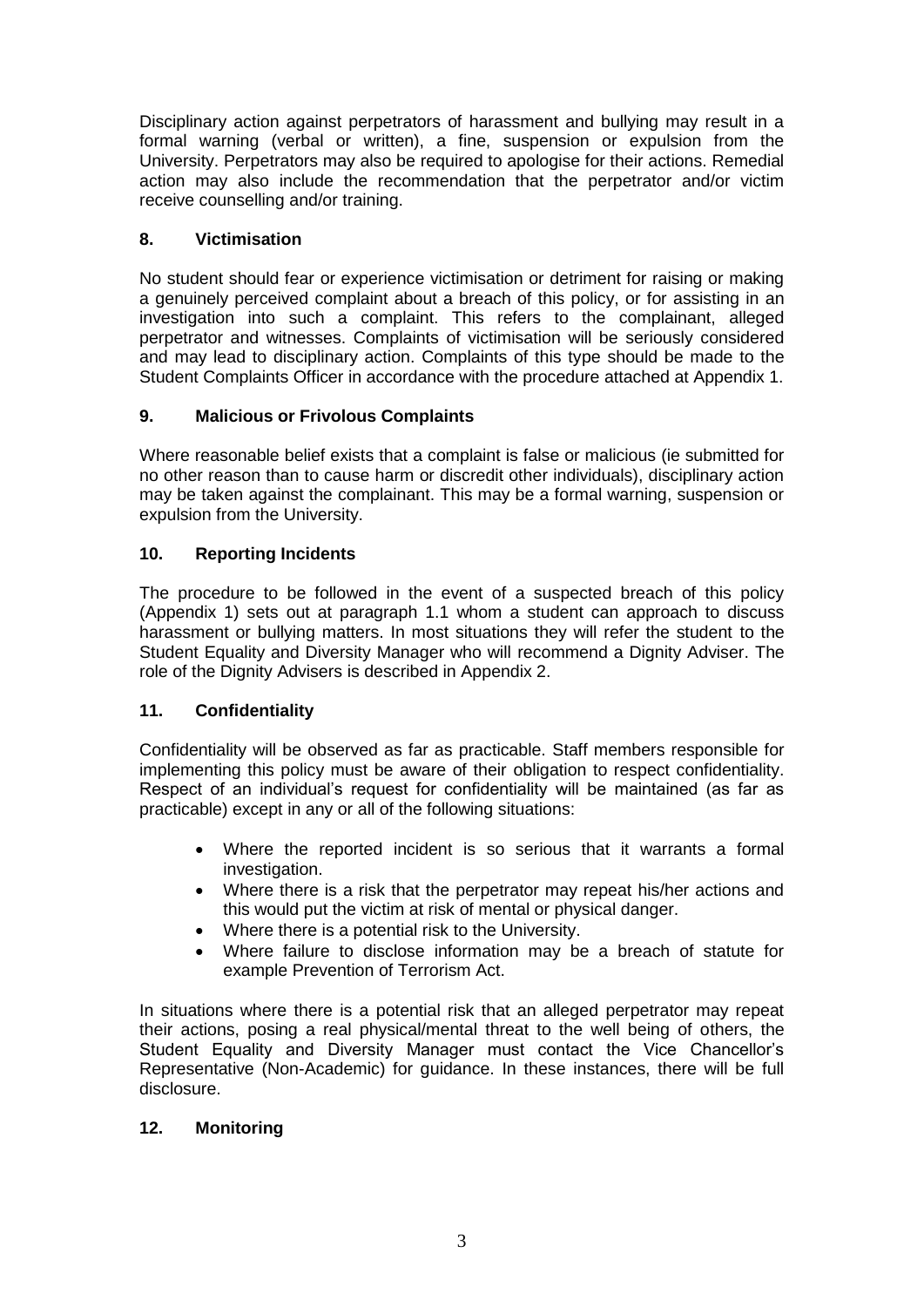Disciplinary action against perpetrators of harassment and bullying may result in a formal warning (verbal or written), a fine, suspension or expulsion from the University. Perpetrators may also be required to apologise for their actions. Remedial action may also include the recommendation that the perpetrator and/or victim receive counselling and/or training.

## 8. Victimisation

No student should fear or experience victimisation or detriment for raising or making a genuinely perceived complaint about a breach of this policy, or for assisting in an investigation into such a complaint. This refers to the complainant, alleged perpetrator and witnesses. Complaints of victimisation will be seriously considered and may lead to disciplinary action. Complaints of this type should be made to the Student Complaints Officer in accordance with the procedure attached at Appendix 1.

## 9. Malicious or Frivolous Complaints

Where reasonable belief exists that a complaint is false or malicious (ie submitted for no other reason than to cause harm or discredit other individuals), disciplinary action may be taken against the complainant. This may be a formal warning, suspension or expulsion from the University.

## 10. Reporting Incidents

The procedure to be followed in the event of a suspected breach of this policy (Appendix 1) sets out at paragraph 1.1 whom a student can approach to discuss harassment or bullying matters. In most situations they will refer the student to the Student Equality and Diversity Manager who will recommend a Dignity Adviser. The role of the Dignity Advisers is described in Appendix 2.

## 11. Confidentiality

Confidentiality will be observed as far as practicable. Staff members responsible for implementing this policy must be aware of their obligation to respect confidentiality. Respect of an individual's request for confidentiality will be maintained (as far as practicable) except in any or all of the following situations:

- Where the reported incident is so serious that it warrants a formal investigation.
- Where there is a risk that the perpetrator may repeat his/her actions and this would put the victim at risk of mental or physical danger.
- Where there is a potential risk to the University.
- Where failure to disclose information may be a breach of statute for example Prevention of Terrorism Act.

In situations where there is a potential risk that an alleged perpetrator may repeat their actions, posing a real physical/mental threat to the well being of others, the Student Equality and Diversity Manager must contact the Vice Chancellor's Representative (Non-Academic) for guidance. In these instances, there will be full disclosure.

## 12. Monitoring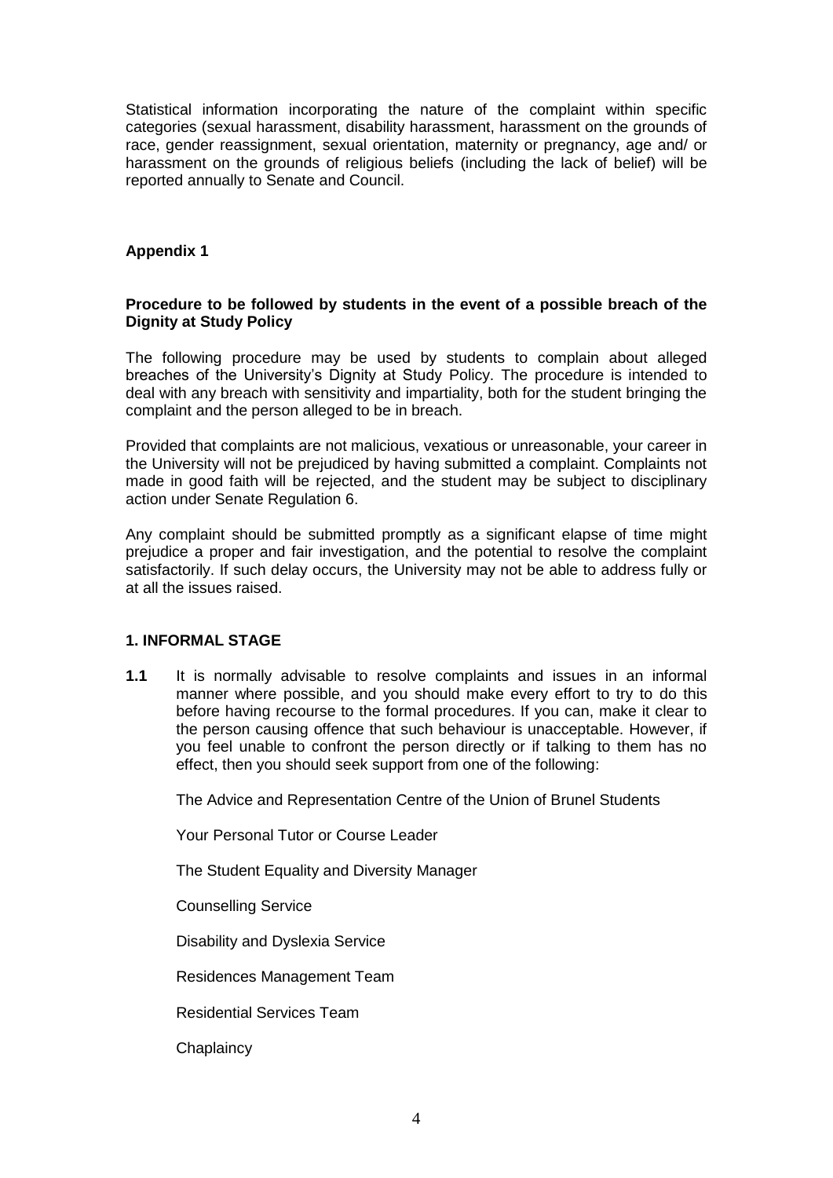Statistical information incorporating the nature of the complaint within specific categories (sexual harassment, disability harassment, harassment on the grounds of race, gender reassignment, sexual orientation, maternity or pregnancy, age and/ or harassment on the grounds of religious beliefs (including the lack of belief) will be reported annually to Senate and Council.

## Appendix 1

### Procedure to be followed by students in the event of a possible breach of the Dignity at Study Policy

The following procedure may be used by students to complain about alleged breaches of the University's Dignity at Study Policy. The procedure is intended to deal with any breach with sensitivity and impartiality, both for the student bringing the complaint and the person alleged to be in breach.

Provided that complaints are not malicious, vexatious or unreasonable, your career in the University will not be prejudiced by having submitted a complaint. Complaints not made in good faith will be rejected, and the student may be subject to disciplinary action under Senate Regulation 6.

Any complaint should be submitted promptly as a significant elapse of time might prejudice a proper and fair investigation, and the potential to resolve the complaint satisfactorily. If such delay occurs, the University may not be able to address fully or at all the issues raised.

### 1. INFORMAL STAGE

**1.1** It is normally advisable to resolve complaints and issues in an informal manner where possible, and you should make every effort to try to do this before having recourse to the formal procedures. If you can, make it clear to the person causing offence that such behaviour is unacceptable. However, if you feel unable to confront the person directly or if talking to them has no effect, then you should seek support from one of the following:

The Advice and Representation Centre of the Union of Brunel Students

Your Personal Tutor or Course Leader

The Student Equality and Diversity Manager

Counselling Service

Disability and Dyslexia Service

Residences Management Team

Residential Services Team

Chaplaincy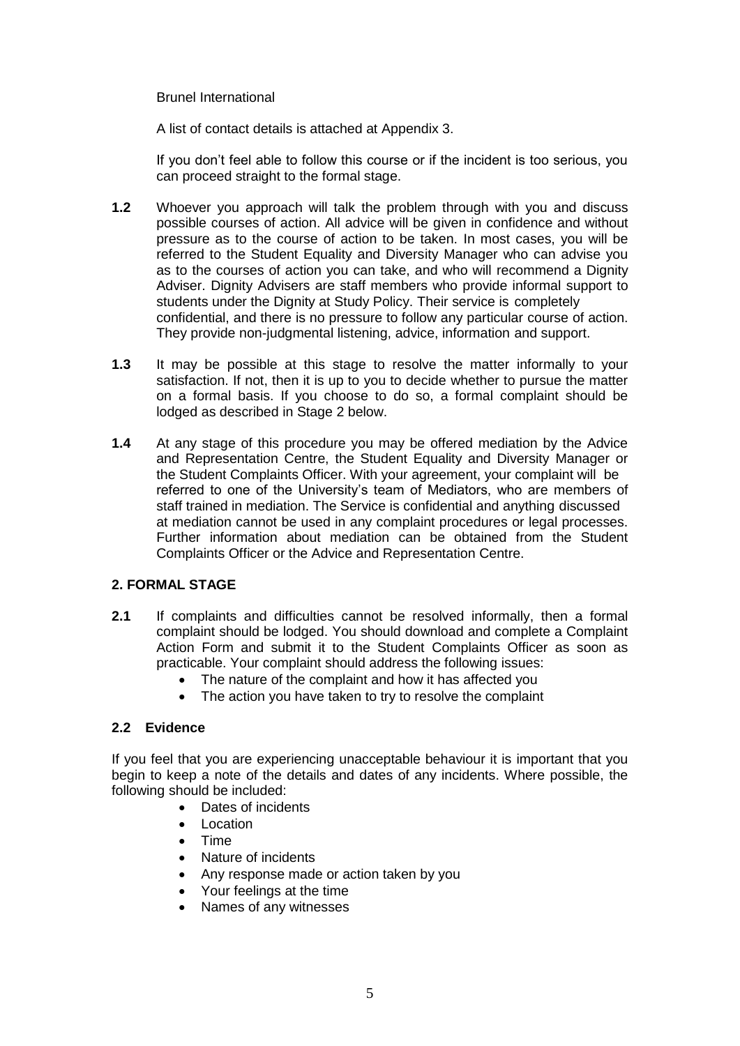Brunel International

A list of contact details is attached at Appendix 3.

If you don't feel able to follow this course or if the incident is too serious, you can proceed straight to the formal stage.

**1.2** Whoever you approach will talk the problem through with you and discuss possible courses of action. All advice will be given in confidence and without pressure as to the course of action to be taken. In most cases, you will be referred to the Student Equality and Diversity Manager who can advise you as to the courses of action you can take, and who will recommend a Dignity Adviser. Dignity Advisers are staff members who provide informal support to students under the Dignity at Study Policy. Their service is completely confidential, and there is no pressure to follow any particular course of action. They provide non-judgmental listening, advice, information and support.

**1.3** It may be possible at this stage to resolve the matter informally to your satisfaction. If not, then it is up to you to decide whether to pursue the matter on a formal basis. If you choose to do so, a formal complaint should be lodged as described in Stage 2 below.

**1.4** At any stage of this procedure you may be offered mediation by the Advice and Representation Centre, the Student Equality and Diversity Manager or the Student Complaints Officer. With your agreement, your complaint will be referred to one of the University's team of Mediators, who are members of staff trained in mediation. The Service is confidential and anything discussed at mediation cannot be used in any complaint procedures or legal processes. Further information about mediation can be obtained from the Student Complaints Officer or the Advice and Representation Centre.

## 2. FORMAL STAGE

**2.1** If complaints and difficulties cannot be resolved informally, then a formal complaint should be lodged. You should download and complete a Complaint Action Form and submit it to the Student Complaints Officer as soon as practicable. Your complaint should address the following issues:

- The nature of the complaint and how it has affected you
- The action you have taken to try to resolve the complaint

### 2.2 Evidence

If you feel that you are experiencing unacceptable behaviour it is important that you begin to keep a note of the details and dates of any incidents. Where possible, the following should be included:

- Dates of incidents
- Location
- Time
- Nature of incidents
- Any response made or action taken by you
- Your feelings at the time
- Names of any witnesses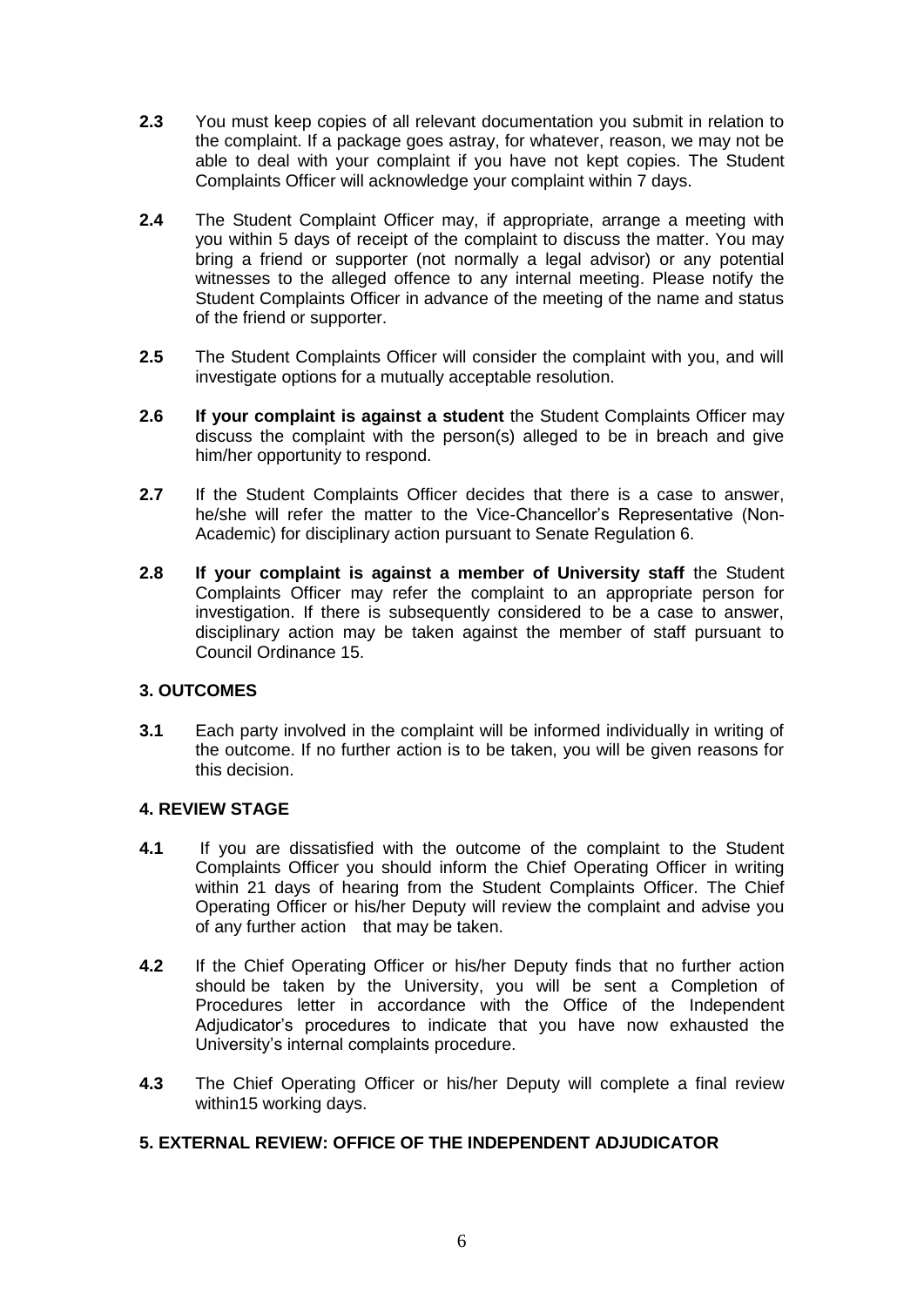**2.3** You must keep copies of all relevant documentation you submit in relation to the complaint. If a package goes astray, for whatever, reason, we may not be able to deal with your complaint if you have not kept copies. The Student Complaints Officer will acknowledge your complaint within 7 days.

**2.4** The Student Complaint Officer may, if appropriate, arrange a meeting with you within 5 days of receipt of the complaint to discuss the matter. You may bring a friend or supporter (not normally a legal advisor) or any potential witnesses to the alleged offence to any internal meeting. Please notify the Student Complaints Officer in advance of the meeting of the name and status of the friend or supporter.

**2.5** The Student Complaints Officer will consider the complaint with you, and will investigate options for a mutually acceptable resolution.

**2.6** **If your complaint is against a student** the Student Complaints Officer may discuss the complaint with the person(s) alleged to be in breach and give him/her opportunity to respond.

**2.7** If the Student Complaints Officer decides that there is a case to answer, he/she will refer the matter to the Vice-Chancellor's Representative (Non-Academic) for disciplinary action pursuant to Senate Regulation 6.

**2.8** **If your complaint is against a member of University staff** the Student Complaints Officer may refer the complaint to an appropriate person for investigation. If there is subsequently considered to be a case to answer, disciplinary action may be taken against the member of staff pursuant to Council Ordinance 15.

## 3. OUTCOMES

**3.1** Each party involved in the complaint will be informed individually in writing of the outcome. If no further action is to be taken, you will be given reasons for this decision.

## 4. REVIEW STAGE

**4.1** If you are dissatisfied with the outcome of the complaint to the Student Complaints Officer you should inform the Chief Operating Officer in writing within 21 days of hearing from the Student Complaints Officer. The Chief Operating Officer or his/her Deputy will review the complaint and advise you of any further action that may be taken.

**4.2** If the Chief Operating Officer or his/her Deputy finds that no further action should be taken by the University, you will be sent a Completion of Procedures letter in accordance with the Office of the Independent Adjudicator's procedures to indicate that you have now exhausted the University's internal complaints procedure.

**4.3** The Chief Operating Officer or his/her Deputy will complete a final review within15 working days.

## 5. EXTERNAL REVIEW: OFFICE OF THE INDEPENDENT ADJUDICATOR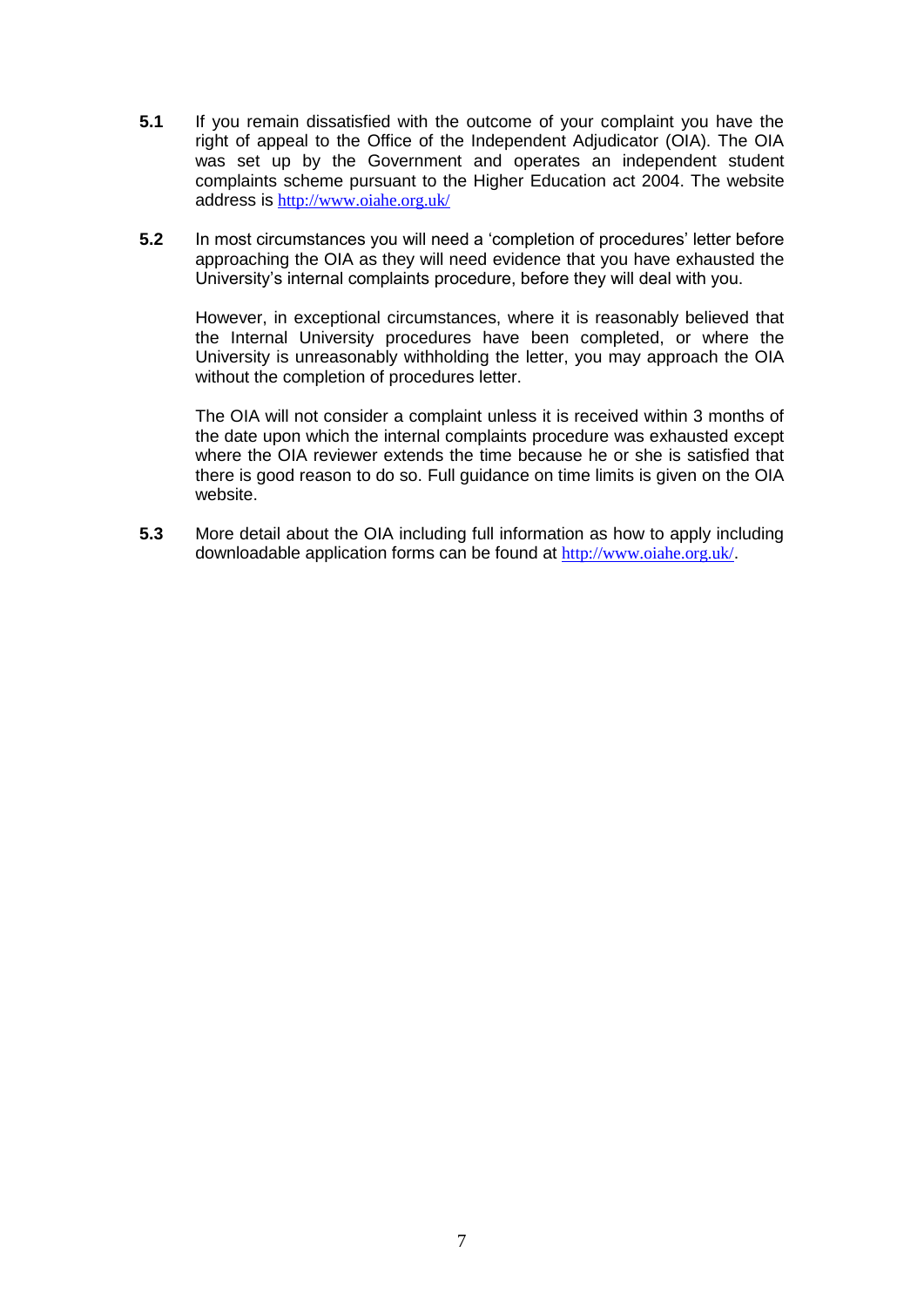**5.1** If you remain dissatisfied with the outcome of your complaint you have the right of appeal to the Office of the Independent Adjudicator (OIA). The OIA was set up by the Government and operates an independent student complaints scheme pursuant to the Higher Education act 2004. The website address is http://www.oiahe.org.uk/

**5.2** In most circumstances you will need a 'completion of procedures' letter before approaching the OIA as they will need evidence that you have exhausted the University's internal complaints procedure, before they will deal with you.

However, in exceptional circumstances, where it is reasonably believed that the Internal University procedures have been completed, or where the University is unreasonably withholding the letter, you may approach the OIA without the completion of procedures letter.

The OIA will not consider a complaint unless it is received within 3 months of the date upon which the internal complaints procedure was exhausted except where the OIA reviewer extends the time because he or she is satisfied that there is good reason to do so. Full guidance on time limits is given on the OIA website.

**5.3** More detail about the OIA including full information as how to apply including downloadable application forms can be found at http://www.oiahe.org.uk/.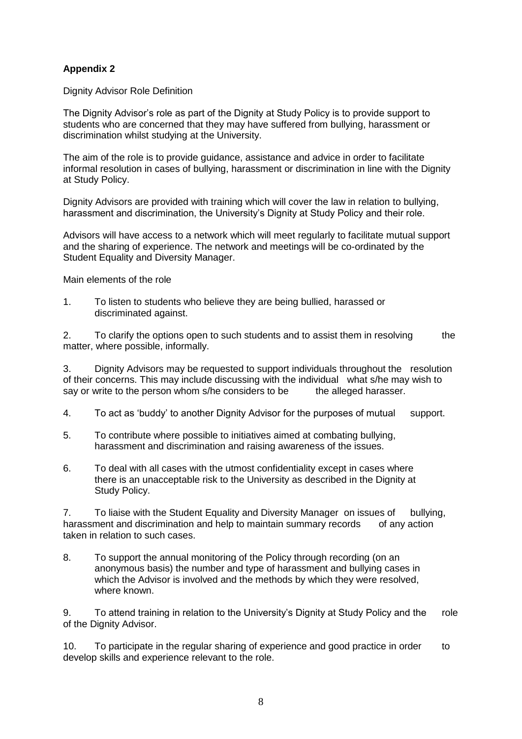**Appendix 2**

Dignity Advisor Role Definition

The Dignity Advisor's role as part of the Dignity at Study Policy is to provide support to students who are concerned that they may have suffered from bullying, harassment or discrimination whilst studying at the University.

The aim of the role is to provide guidance, assistance and advice in order to facilitate informal resolution in cases of bullying, harassment or discrimination in line with the Dignity at Study Policy.

Dignity Advisors are provided with training which will cover the law in relation to bullying, harassment and discrimination, the University's Dignity at Study Policy and their role.

Advisors will have access to a network which will meet regularly to facilitate mutual support and the sharing of experience. The network and meetings will be co-ordinated by the Student Equality and Diversity Manager.

Main elements of the role

1. To listen to students who believe they are being bullied, harassed or discriminated against.

2. To clarify the options open to such students and to assist them in resolving the matter, where possible, informally.

3. Dignity Advisors may be requested to support individuals throughout the resolution of their concerns. This may include discussing with the individual what s/he may wish to say or write to the person whom s/he considers to be the alleged harasser.

4. To act as 'buddy' to another Dignity Advisor for the purposes of mutual support.

5. To contribute where possible to initiatives aimed at combating bullying, harassment and discrimination and raising awareness of the issues.

6. To deal with all cases with the utmost confidentiality except in cases where there is an unacceptable risk to the University as described in the Dignity at Study Policy.

7. To liaise with the Student Equality and Diversity Manager on issues of bullying, harassment and discrimination and help to maintain summary records of any action taken in relation to such cases.

8. To support the annual monitoring of the Policy through recording (on an anonymous basis) the number and type of harassment and bullying cases in which the Advisor is involved and the methods by which they were resolved, where known.

9. To attend training in relation to the University's Dignity at Study Policy and the role of the Dignity Advisor.

10. To participate in the regular sharing of experience and good practice in order to develop skills and experience relevant to the role.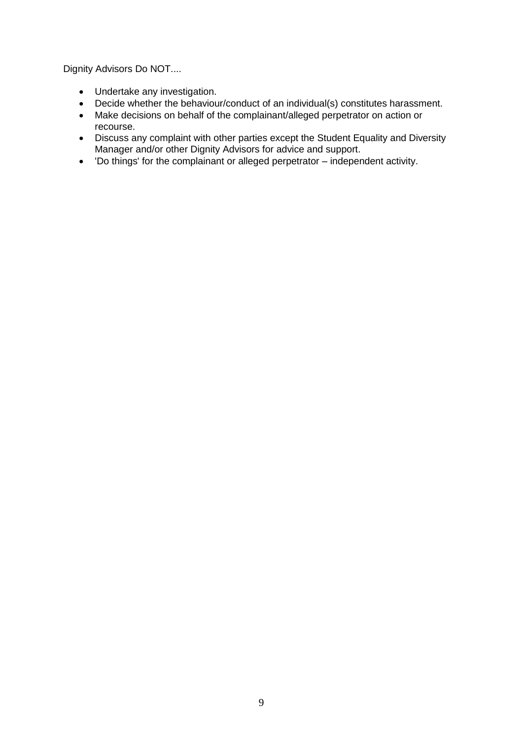Dignity Advisors Do NOT....

- Undertake any investigation.
- Decide whether the behaviour/conduct of an individual(s) constitutes harassment.
- Make decisions on behalf of the complainant/alleged perpetrator on action or recourse.
- Discuss any complaint with other parties except the Student Equality and Diversity Manager and/or other Dignity Advisors for advice and support.
- 'Do things' for the complainant or alleged perpetrator – independent activity.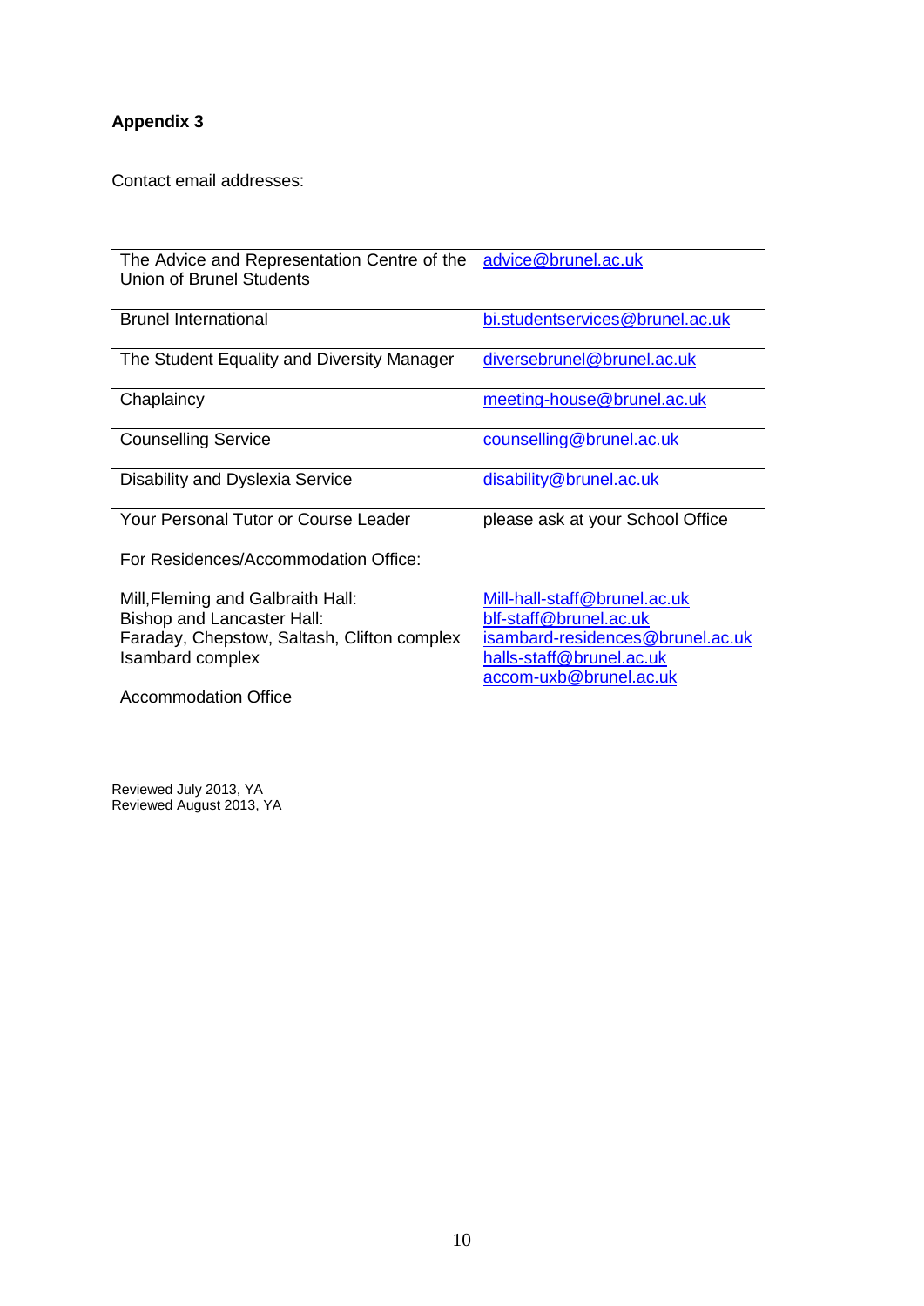**Appendix 3**

Contact email addresses:

| | |
|---|---|
| The Advice and Representation Centre of the Union of Brunel Students | advice@brunel.ac.uk |
| Brunel International | bi.studentservices@brunel.ac.uk |
| The Student Equality and Diversity Manager | diversebrunel@brunel.ac.uk |
| Chaplaincy | meeting-house@brunel.ac.uk |
| Counselling Service | counselling@brunel.ac.uk |
| Disability and Dyslexia Service | disability@brunel.ac.uk |
| Your Personal Tutor or Course Leader | please ask at your School Office |
| For Residences/Accommodation Office:<br><br>Mill,Fleming and Galbraith Hall:<br>Bishop and Lancaster Hall:<br>Faraday, Chepstow, Saltash, Clifton complex<br>Isambard complex<br><br>Accommodation Office | <br><br>Mill-hall-staff@brunel.ac.uk<br>blf-staff@brunel.ac.uk<br>isambard-residences@brunel.ac.uk<br>halls-staff@brunel.ac.uk<br>accom-uxb@brunel.ac.uk |

Reviewed July 2013, YA
Reviewed August 2013, YA